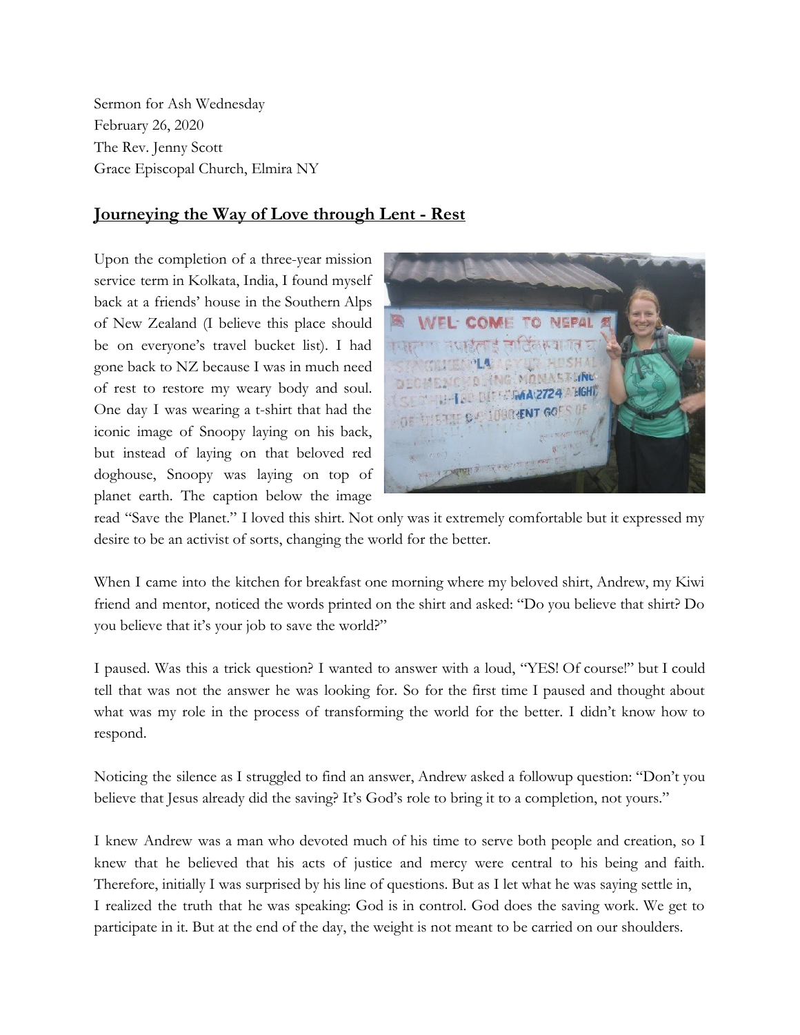Sermon for Ash Wednesday
February 26, 2020
The Rev. Jenny Scott
Grace Episcopal Church, Elmira NY

## Journeying the Way of Love through Lent - Rest

Upon the completion of a three-year mission service term in Kolkata, India, I found myself back at a friends' house in the Southern Alps of New Zealand (I believe this place should be on everyone's travel bucket list). I had gone back to NZ because I was in much need of rest to restore my weary body and soul. One day I was wearing a t-shirt that had the iconic image of Snoopy laying on his back, but instead of laying on that beloved red doghouse, Snoopy was laying on top of planet earth. The caption below the image read "Save the Planet." I loved this shirt. Not only was it extremely comfortable but it expressed my desire to be an activist of sorts, changing the world for the better.

When I came into the kitchen for breakfast one morning where my beloved shirt, Andrew, my Kiwi friend and mentor, noticed the words printed on the shirt and asked: "Do you believe that shirt? Do you believe that it's your job to save the world?"

I paused. Was this a trick question? I wanted to answer with a loud, "YES! Of course!" but I could tell that was not the answer he was looking for. So for the first time I paused and thought about what was my role in the process of transforming the world for the better. I didn't know how to respond.

Noticing the silence as I struggled to find an answer, Andrew asked a followup question: "Don't you believe that Jesus already did the saving? It's God's role to bring it to a completion, not yours."

I knew Andrew was a man who devoted much of his time to serve both people and creation, so I knew that he believed that his acts of justice and mercy were central to his being and faith. Therefore, initially I was surprised by his line of questions. But as I let what he was saying settle in, I realized the truth that he was speaking: God is in control. God does the saving work. We get to participate in it. But at the end of the day, the weight is not meant to be carried on our shoulders.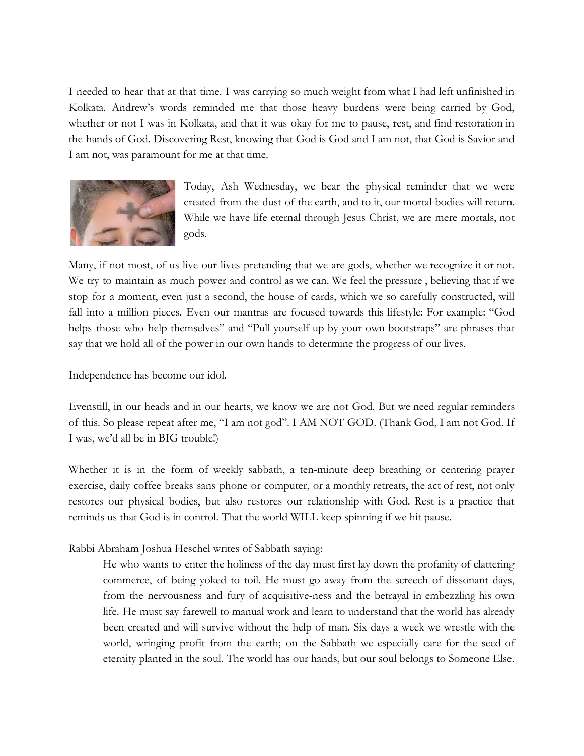I needed to hear that at that time. I was carrying so much weight from what I had left unfinished in Kolkata. Andrew's words reminded me that those heavy burdens were being carried by God, whether or not I was in Kolkata, and that it was okay for me to pause, rest, and find restoration in the hands of God. Discovering Rest, knowing that God is God and I am not, that God is Savior and I am not, was paramount for me at that time.

Today, Ash Wednesday, we bear the physical reminder that we were created from the dust of the earth, and to it, our mortal bodies will return. While we have life eternal through Jesus Christ, we are mere mortals, not gods.

Many, if not most, of us live our lives pretending that we are gods, whether we recognize it or not. We try to maintain as much power and control as we can. We feel the pressure , believing that if we stop for a moment, even just a second, the house of cards, which we so carefully constructed, will fall into a million pieces. Even our mantras are focused towards this lifestyle: For example: "God helps those who help themselves" and "Pull yourself up by your own bootstraps" are phrases that say that we hold all of the power in our own hands to determine the progress of our lives.

Independence has become our idol.

Evenstill, in our heads and in our hearts, we know we are not God. But we need regular reminders of this. So please repeat after me, "I am not god". I AM NOT GOD. (Thank God, I am not God. If I was, we'd all be in BIG trouble!)

Whether it is in the form of weekly sabbath, a ten-minute deep breathing or centering prayer exercise, daily coffee breaks sans phone or computer, or a monthly retreats, the act of rest, not only restores our physical bodies, but also restores our relationship with God. Rest is a practice that reminds us that God is in control. That the world WILL keep spinning if we hit pause.

Rabbi Abraham Joshua Heschel writes of Sabbath saying:

> He who wants to enter the holiness of the day must first lay down the profanity of clattering commerce, of being yoked to toil. He must go away from the screech of dissonant days, from the nervousness and fury of acquisitive-ness and the betrayal in embezzling his own life. He must say farewell to manual work and learn to understand that the world has already been created and will survive without the help of man. Six days a week we wrestle with the world, wringing profit from the earth; on the Sabbath we especially care for the seed of eternity planted in the soul. The world has our hands, but our soul belongs to Someone Else.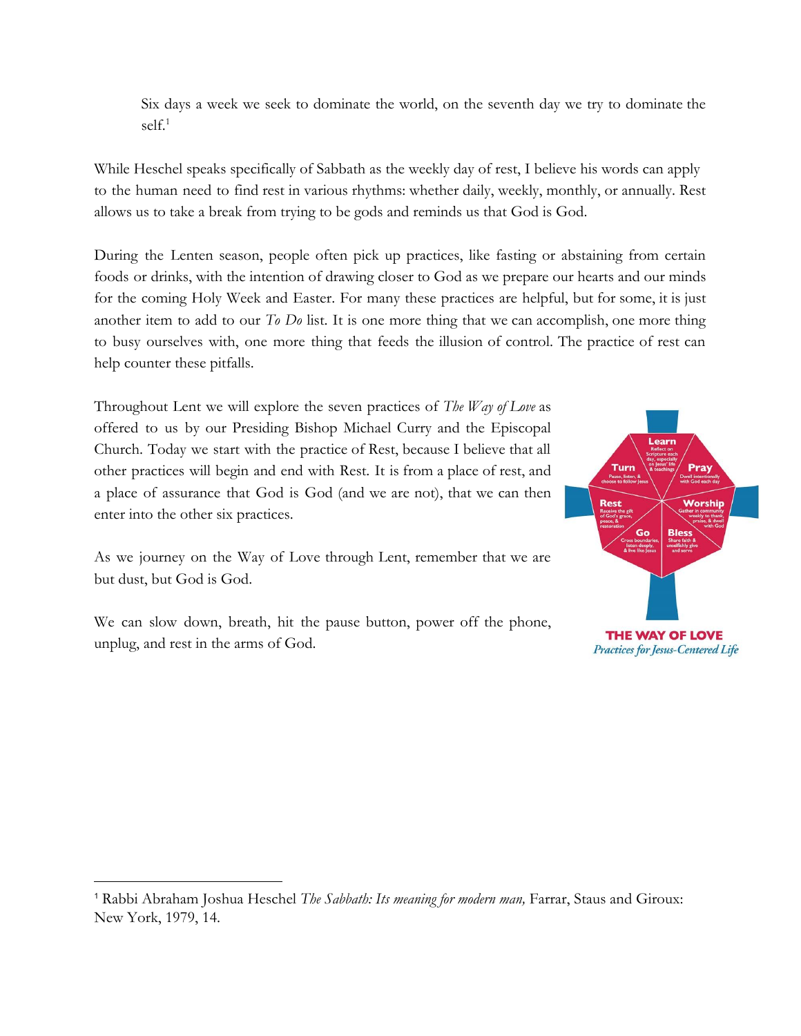> Six days a week we seek to dominate the world, on the seventh day we try to dominate the self.[1]

While Heschel speaks specifically of Sabbath as the weekly day of rest, I believe his words can apply to the human need to find rest in various rhythms: whether daily, weekly, monthly, or annually. Rest allows us to take a break from trying to be gods and reminds us that God is God.

During the Lenten season, people often pick up practices, like fasting or abstaining from certain foods or drinks, with the intention of drawing closer to God as we prepare our hearts and our minds for the coming Holy Week and Easter. For many these practices are helpful, but for some, it is just another item to add to our *To Do* list. It is one more thing that we can accomplish, one more thing to busy ourselves with, one more thing that feeds the illusion of control. The practice of rest can help counter these pitfalls.

Throughout Lent we will explore the seven practices of *The Way of Love* as offered to us by our Presiding Bishop Michael Curry and the Episcopal Church. Today we start with the practice of Rest, because I believe that all other practices will begin and end with Rest. It is from a place of rest, and a place of assurance that God is God (and we are not), that we can then enter into the other six practices.

As we journey on the Way of Love through Lent, remember that we are but dust, but God is God.

We can slow down, breath, hit the pause button, power off the phone, unplug, and rest in the arms of God.

Learn
Reflect on Scripture each day, especially on Jesus' life & teachings
Turn
Pause, listen, & choose to follow Jesus
Pray
Dwell intentionally with God each day
Rest
Receive the gift of God's grace, peace, & restoration
Worship
Gather in community weekly to thank, praise, & dwell with God
Go
Cross boundaries, listen deeply, & live like Jesus
Bless
Share faith & unselfishly give and serve

THE WAY OF LOVE
*Practices for Jesus-Centered Life*

---

[1] Rabbi Abraham Joshua Heschel *The Sabbath: Its meaning for modern man,* Farrar, Staus and Giroux: New York, 1979, 14.